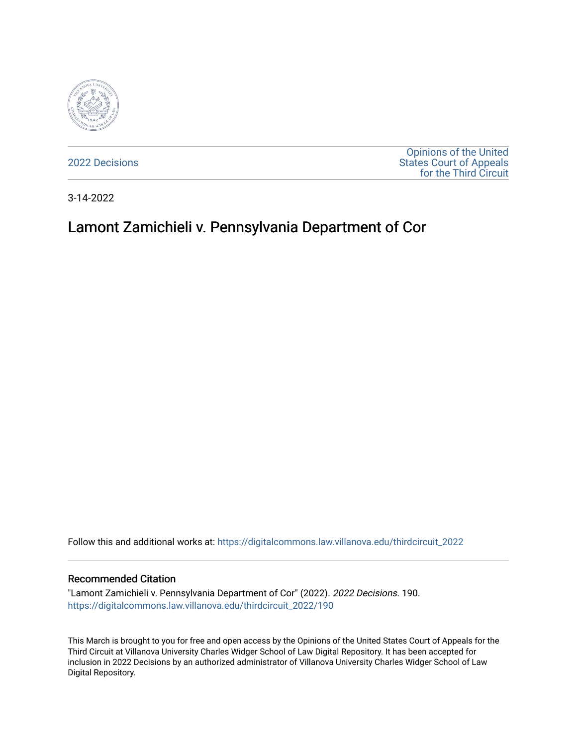2022 Decisions

Opinions of the United States Court of Appeals for the Third Circuit

3-14-2022

# Lamont Zamichieli v. Pennsylvania Department of Cor

Follow this and additional works at: https://digitalcommons.law.villanova.edu/thirdcircuit_2022

## Recommended Citation

"Lamont Zamichieli v. Pennsylvania Department of Cor" (2022). *2022 Decisions*. 190.
https://digitalcommons.law.villanova.edu/thirdcircuit_2022/190

This March is brought to you for free and open access by the Opinions of the United States Court of Appeals for the Third Circuit at Villanova University Charles Widger School of Law Digital Repository. It has been accepted for inclusion in 2022 Decisions by an authorized administrator of Villanova University Charles Widger School of Law Digital Repository.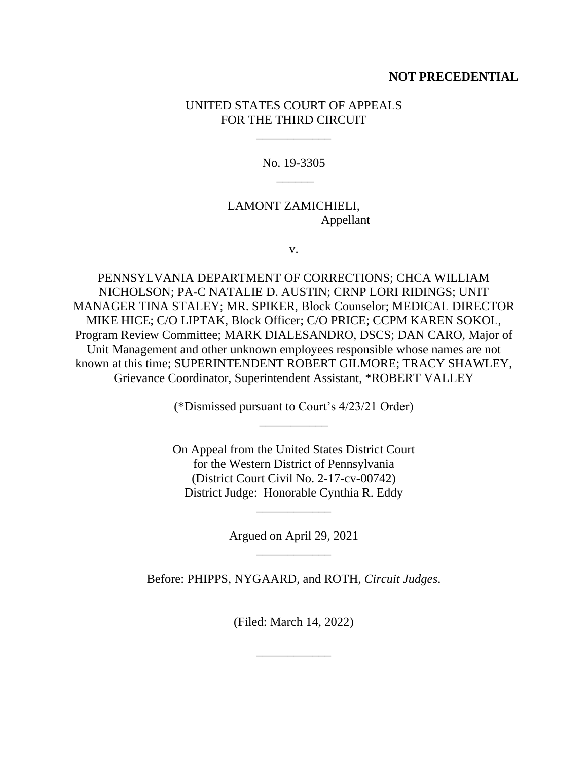**NOT PRECEDENTIAL**

UNITED STATES COURT OF APPEALS
FOR THE THIRD CIRCUIT

\_\_\_\_\_\_\_\_\_\_\_\_

No. 19-3305

\_\_\_\_\_\_

LAMONT ZAMICHIELI,
Appellant

v.

PENNSYLVANIA DEPARTMENT OF CORRECTIONS; CHCA WILLIAM NICHOLSON; PA-C NATALIE D. AUSTIN; CRNP LORI RIDINGS; UNIT MANAGER TINA STALEY; MR. SPIKER, Block Counselor; MEDICAL DIRECTOR MIKE HICE; C/O LIPTAK, Block Officer; C/O PRICE; CCPM KAREN SOKOL, Program Review Committee; MARK DIALESANDRO, DSCS; DAN CARO, Major of Unit Management and other unknown employees responsible whose names are not known at this time; SUPERINTENDENT ROBERT GILMORE; TRACY SHAWLEY, Grievance Coordinator, Superintendent Assistant, *ROBERT VALLEY

(*Dismissed pursuant to Court's 4/23/21 Order)

\_\_\_\_\_\_\_\_\_\_\_

On Appeal from the United States District Court
for the Western District of Pennsylvania
(District Court Civil No. 2-17-cv-00742)
District Judge: Honorable Cynthia R. Eddy

\_\_\_\_\_\_\_\_\_\_\_\_

Argued on April 29, 2021

\_\_\_\_\_\_\_\_\_\_\_\_

Before: PHIPPS, NYGAARD, and ROTH, *Circuit Judges*.

(Filed: March 14, 2022)

\_\_\_\_\_\_\_\_\_\_\_\_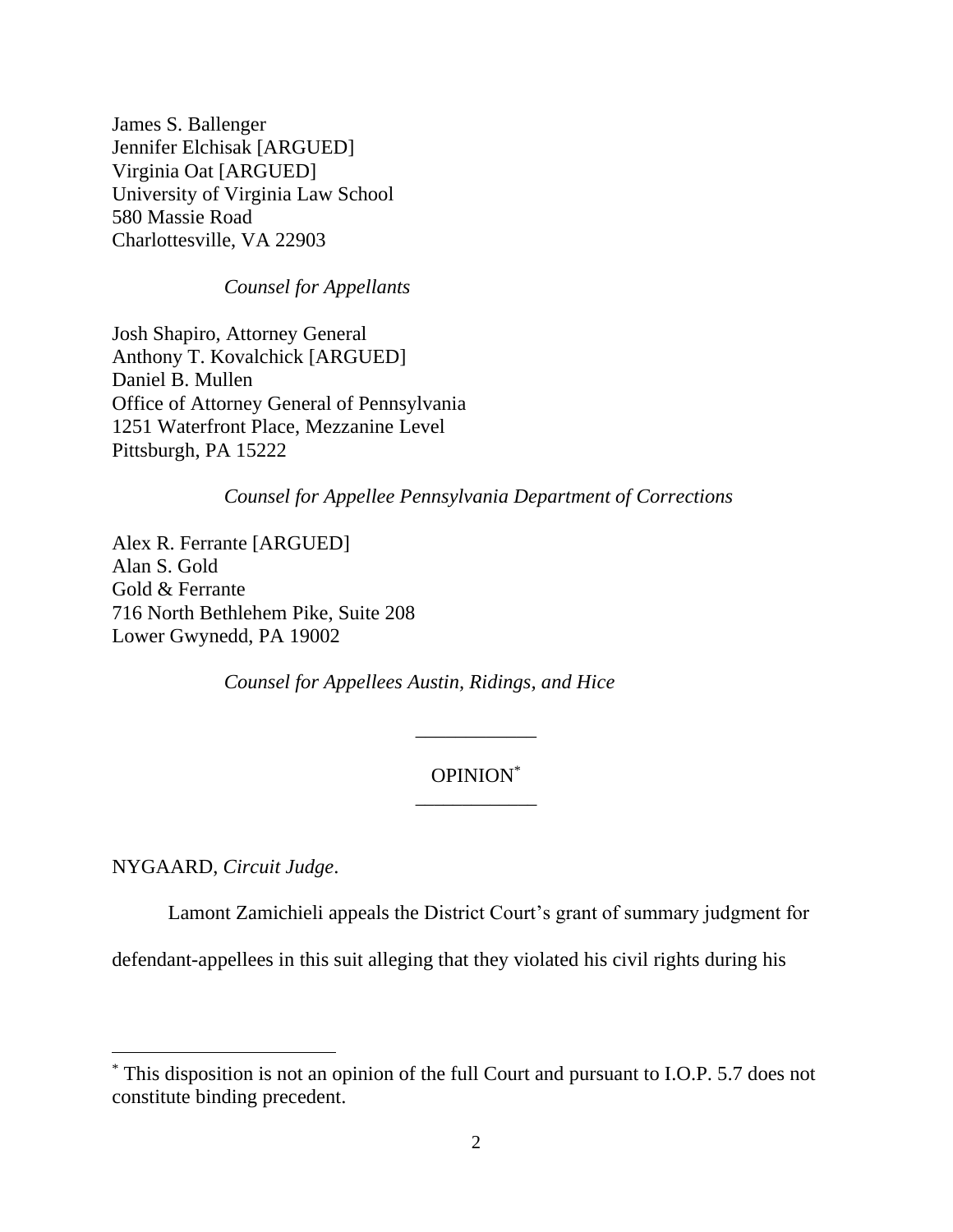James S. Ballenger
Jennifer Elchisak [ARGUED]
Virginia Oat [ARGUED]
University of Virginia Law School
580 Massie Road
Charlottesville, VA 22903

*Counsel for Appellants*

Josh Shapiro, Attorney General
Anthony T. Kovalchick [ARGUED]
Daniel B. Mullen
Office of Attorney General of Pennsylvania
1251 Waterfront Place, Mezzanine Level
Pittsburgh, PA 15222

*Counsel for Appellee Pennsylvania Department of Corrections*

Alex R. Ferrante [ARGUED]
Alan S. Gold
Gold & Ferrante
716 North Bethlehem Pike, Suite 208
Lower Gwynedd, PA 19002

*Counsel for Appellees Austin, Ridings, and Hice*

---

OPINION*

---

NYGAARD, *Circuit Judge*.

Lamont Zamichieli appeals the District Court's grant of summary judgment for defendant-appellees in this suit alleging that they violated his civil rights during his

* This disposition is not an opinion of the full Court and pursuant to I.O.P. 5.7 does not constitute binding precedent.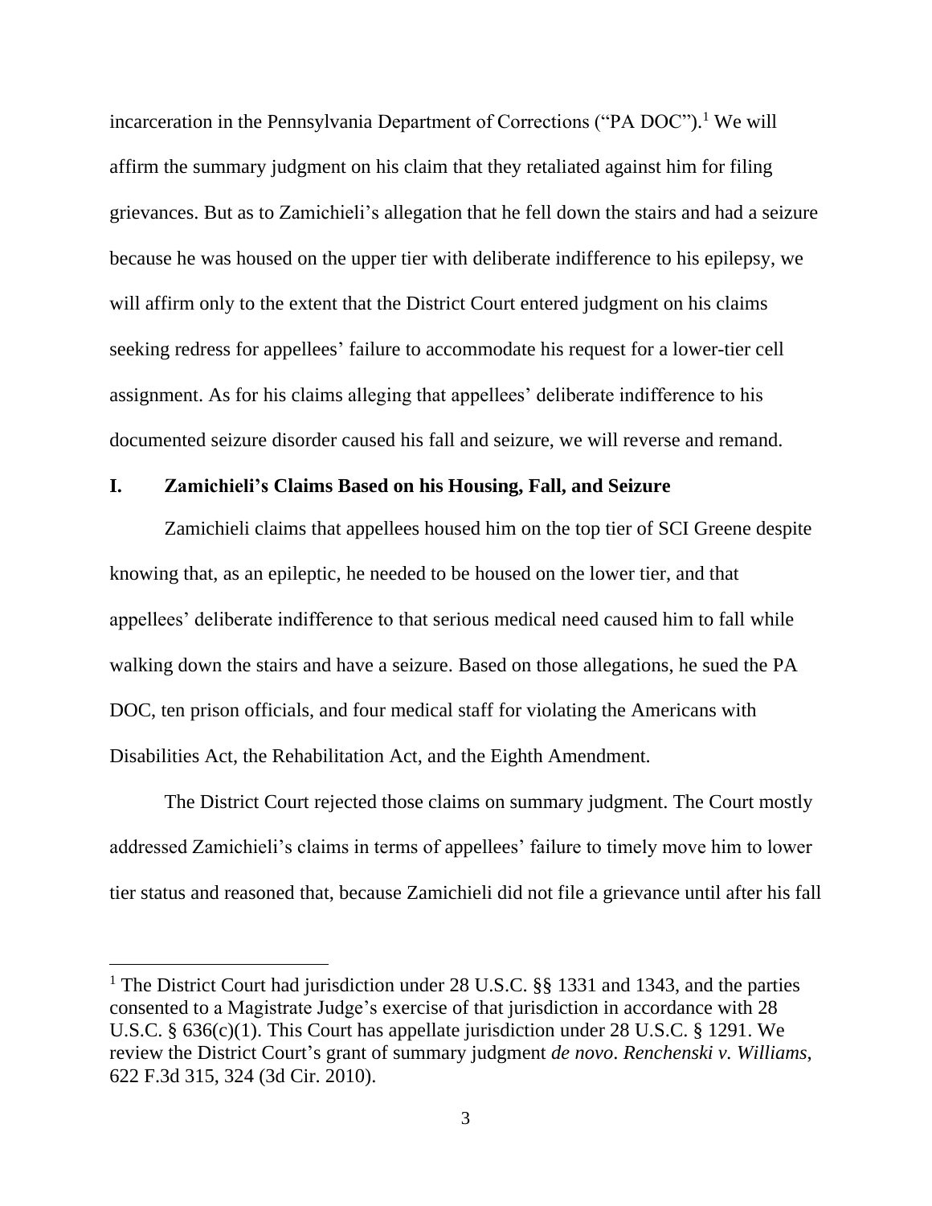incarceration in the Pennsylvania Department of Corrections ("PA DOC").[1] We will affirm the summary judgment on his claim that they retaliated against him for filing grievances. But as to Zamichieli's allegation that he fell down the stairs and had a seizure because he was housed on the upper tier with deliberate indifference to his epilepsy, we will affirm only to the extent that the District Court entered judgment on his claims seeking redress for appellees' failure to accommodate his request for a lower-tier cell assignment. As for his claims alleging that appellees' deliberate indifference to his documented seizure disorder caused his fall and seizure, we will reverse and remand.

## I. Zamichieli's Claims Based on his Housing, Fall, and Seizure

Zamichieli claims that appellees housed him on the top tier of SCI Greene despite knowing that, as an epileptic, he needed to be housed on the lower tier, and that appellees' deliberate indifference to that serious medical need caused him to fall while walking down the stairs and have a seizure. Based on those allegations, he sued the PA DOC, ten prison officials, and four medical staff for violating the Americans with Disabilities Act, the Rehabilitation Act, and the Eighth Amendment.

The District Court rejected those claims on summary judgment. The Court mostly addressed Zamichieli's claims in terms of appellees' failure to timely move him to lower tier status and reasoned that, because Zamichieli did not file a grievance until after his fall

[1] The District Court had jurisdiction under 28 U.S.C. §§ 1331 and 1343, and the parties consented to a Magistrate Judge's exercise of that jurisdiction in accordance with 28 U.S.C. § 636(c)(1). This Court has appellate jurisdiction under 28 U.S.C. § 1291. We review the District Court's grant of summary judgment *de novo*. *Renchenski v. Williams*, 622 F.3d 315, 324 (3d Cir. 2010).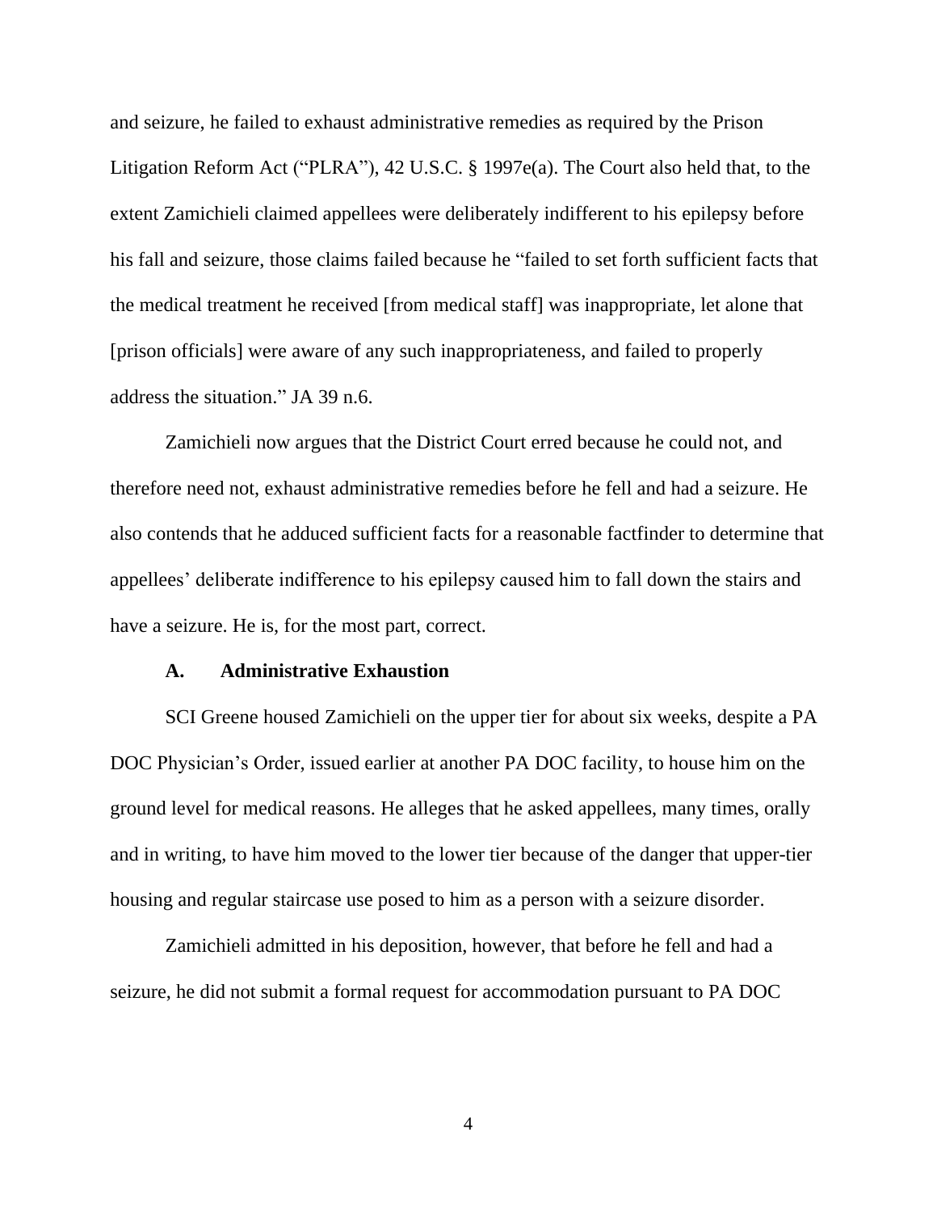and seizure, he failed to exhaust administrative remedies as required by the Prison Litigation Reform Act ("PLRA"), 42 U.S.C. § 1997e(a). The Court also held that, to the extent Zamichieli claimed appellees were deliberately indifferent to his epilepsy before his fall and seizure, those claims failed because he "failed to set forth sufficient facts that the medical treatment he received [from medical staff] was inappropriate, let alone that [prison officials] were aware of any such inappropriateness, and failed to properly address the situation." JA 39 n.6.

Zamichieli now argues that the District Court erred because he could not, and therefore need not, exhaust administrative remedies before he fell and had a seizure. He also contends that he adduced sufficient facts for a reasonable factfinder to determine that appellees' deliberate indifference to his epilepsy caused him to fall down the stairs and have a seizure. He is, for the most part, correct.

### A. Administrative Exhaustion

SCI Greene housed Zamichieli on the upper tier for about six weeks, despite a PA DOC Physician's Order, issued earlier at another PA DOC facility, to house him on the ground level for medical reasons. He alleges that he asked appellees, many times, orally and in writing, to have him moved to the lower tier because of the danger that upper-tier housing and regular staircase use posed to him as a person with a seizure disorder.

Zamichieli admitted in his deposition, however, that before he fell and had a seizure, he did not submit a formal request for accommodation pursuant to PA DOC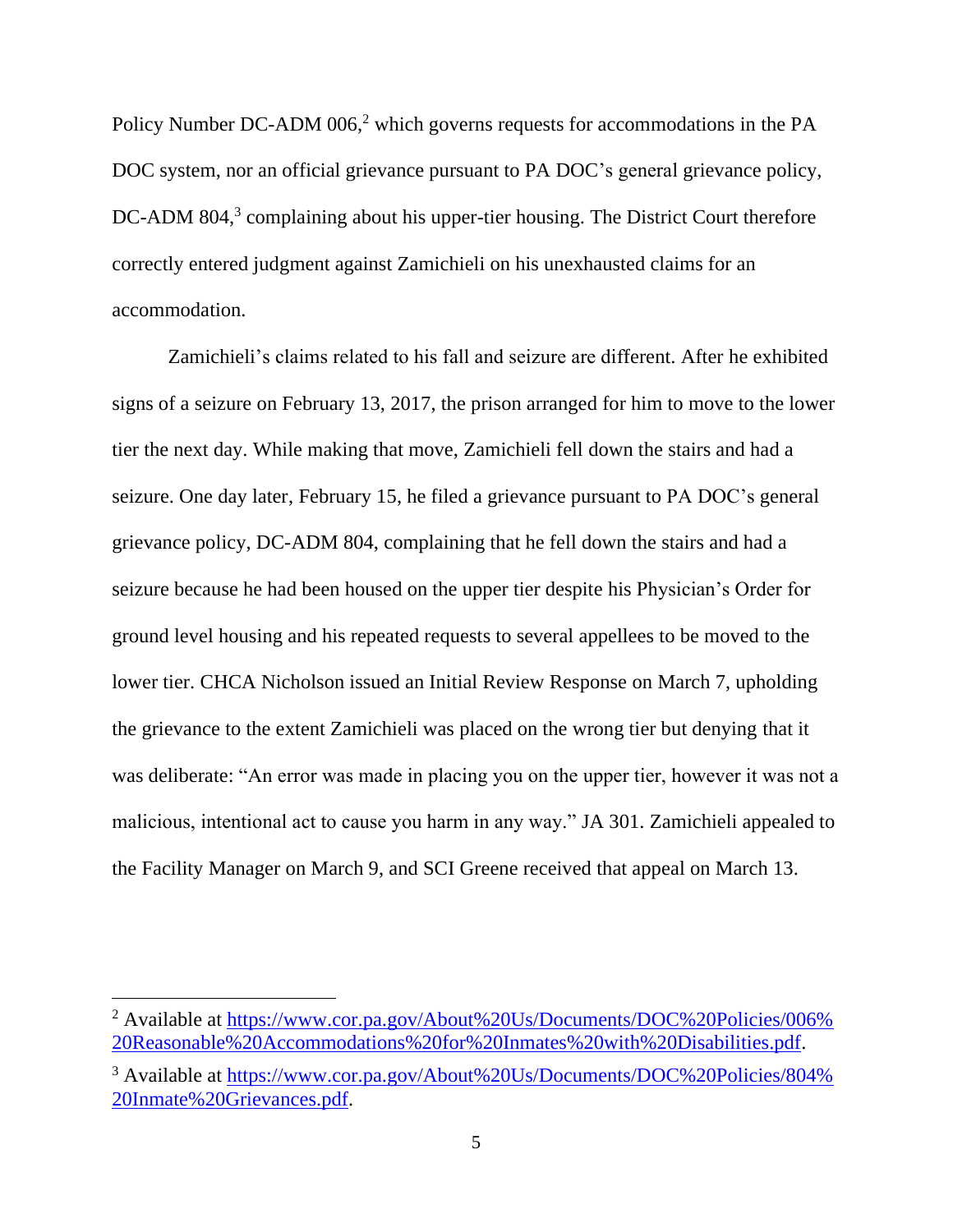Policy Number DC-ADM 006,[2] which governs requests for accommodations in the PA DOC system, nor an official grievance pursuant to PA DOC's general grievance policy, DC-ADM 804,[3] complaining about his upper-tier housing. The District Court therefore correctly entered judgment against Zamichieli on his unexhausted claims for an accommodation.

Zamichieli's claims related to his fall and seizure are different. After he exhibited signs of a seizure on February 13, 2017, the prison arranged for him to move to the lower tier the next day. While making that move, Zamichieli fell down the stairs and had a seizure. One day later, February 15, he filed a grievance pursuant to PA DOC's general grievance policy, DC-ADM 804, complaining that he fell down the stairs and had a seizure because he had been housed on the upper tier despite his Physician's Order for ground level housing and his repeated requests to several appellees to be moved to the lower tier. CHCA Nicholson issued an Initial Review Response on March 7, upholding the grievance to the extent Zamichieli was placed on the wrong tier but denying that it was deliberate: "An error was made in placing you on the upper tier, however it was not a malicious, intentional act to cause you harm in any way." JA 301. Zamichieli appealed to the Facility Manager on March 9, and SCI Greene received that appeal on March 13.

[2] Available at https://www.cor.pa.gov/About%20Us/Documents/DOC%20Policies/006%20Reasonable%20Accommodations%20for%20Inmates%20with%20Disabilities.pdf.

[3] Available at https://www.cor.pa.gov/About%20Us/Documents/DOC%20Policies/804%20Inmate%20Grievances.pdf.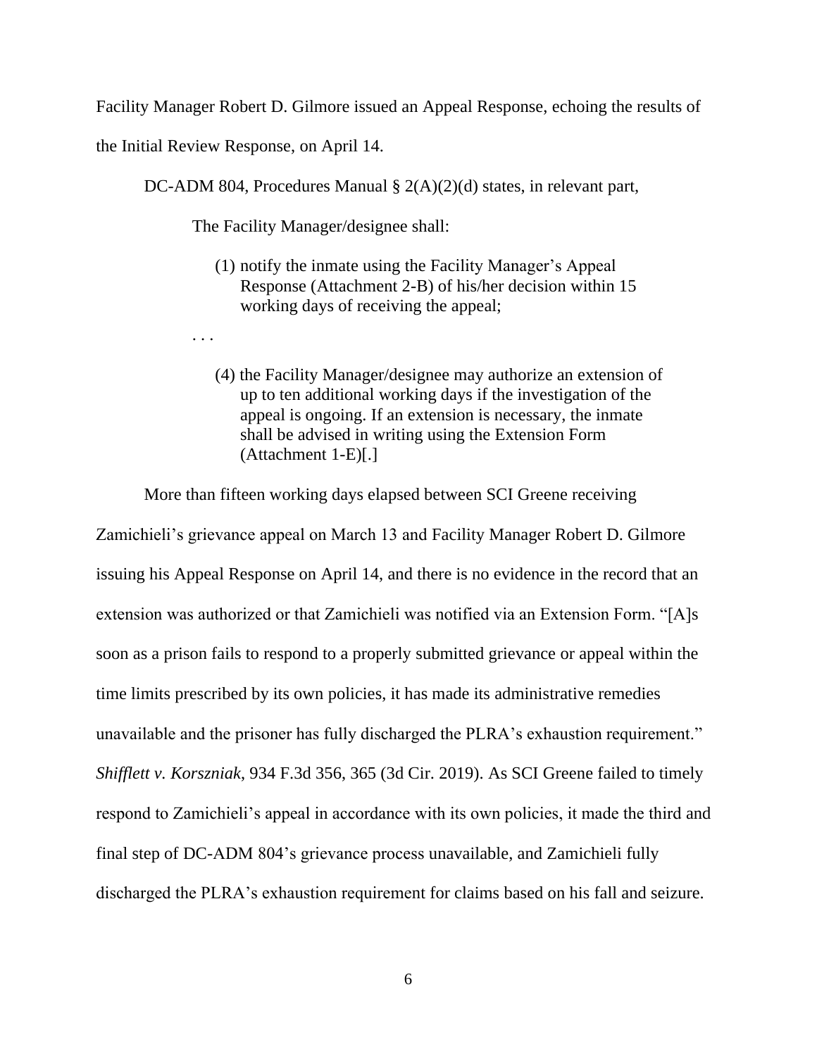Facility Manager Robert D. Gilmore issued an Appeal Response, echoing the results of the Initial Review Response, on April 14.

DC-ADM 804, Procedures Manual § 2(A)(2)(d) states, in relevant part,

> The Facility Manager/designee shall:
>
> (1) notify the inmate using the Facility Manager's Appeal Response (Attachment 2-B) of his/her decision within 15 working days of receiving the appeal;
>
> . . .
>
> (4) the Facility Manager/designee may authorize an extension of up to ten additional working days if the investigation of the appeal is ongoing. If an extension is necessary, the inmate shall be advised in writing using the Extension Form (Attachment 1-E)[.]

More than fifteen working days elapsed between SCI Greene receiving Zamichieli's grievance appeal on March 13 and Facility Manager Robert D. Gilmore issuing his Appeal Response on April 14, and there is no evidence in the record that an extension was authorized or that Zamichieli was notified via an Extension Form. "[A]s soon as a prison fails to respond to a properly submitted grievance or appeal within the time limits prescribed by its own policies, it has made its administrative remedies unavailable and the prisoner has fully discharged the PLRA's exhaustion requirement." *Shifflett v. Korszniak*, 934 F.3d 356, 365 (3d Cir. 2019). As SCI Greene failed to timely respond to Zamichieli's appeal in accordance with its own policies, it made the third and final step of DC-ADM 804's grievance process unavailable, and Zamichieli fully discharged the PLRA's exhaustion requirement for claims based on his fall and seizure.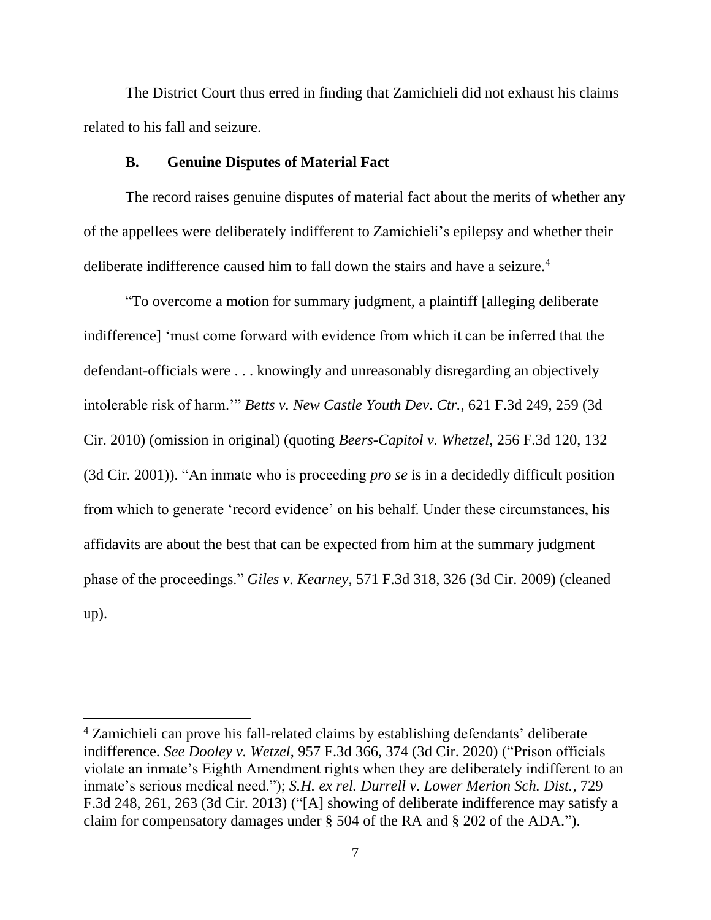The District Court thus erred in finding that Zamichieli did not exhaust his claims related to his fall and seizure.

### B. Genuine Disputes of Material Fact

The record raises genuine disputes of material fact about the merits of whether any of the appellees were deliberately indifferent to Zamichieli's epilepsy and whether their deliberate indifference caused him to fall down the stairs and have a seizure.[4]

"To overcome a motion for summary judgment, a plaintiff [alleging deliberate indifference] 'must come forward with evidence from which it can be inferred that the defendant-officials were . . . knowingly and unreasonably disregarding an objectively intolerable risk of harm.'" *Betts v. New Castle Youth Dev. Ctr.*, 621 F.3d 249, 259 (3d Cir. 2010) (omission in original) (quoting *Beers-Capitol v. Whetzel*, 256 F.3d 120, 132 (3d Cir. 2001)). "An inmate who is proceeding *pro se* is in a decidedly difficult position from which to generate 'record evidence' on his behalf. Under these circumstances, his affidavits are about the best that can be expected from him at the summary judgment phase of the proceedings." *Giles v. Kearney*, 571 F.3d 318, 326 (3d Cir. 2009) (cleaned up).

---

[4] Zamichieli can prove his fall-related claims by establishing defendants' deliberate indifference. *See Dooley v. Wetzel*, 957 F.3d 366, 374 (3d Cir. 2020) ("Prison officials violate an inmate's Eighth Amendment rights when they are deliberately indifferent to an inmate's serious medical need."); *S.H. ex rel. Durrell v. Lower Merion Sch. Dist.*, 729 F.3d 248, 261, 263 (3d Cir. 2013) ("[A] showing of deliberate indifference may satisfy a claim for compensatory damages under § 504 of the RA and § 202 of the ADA.").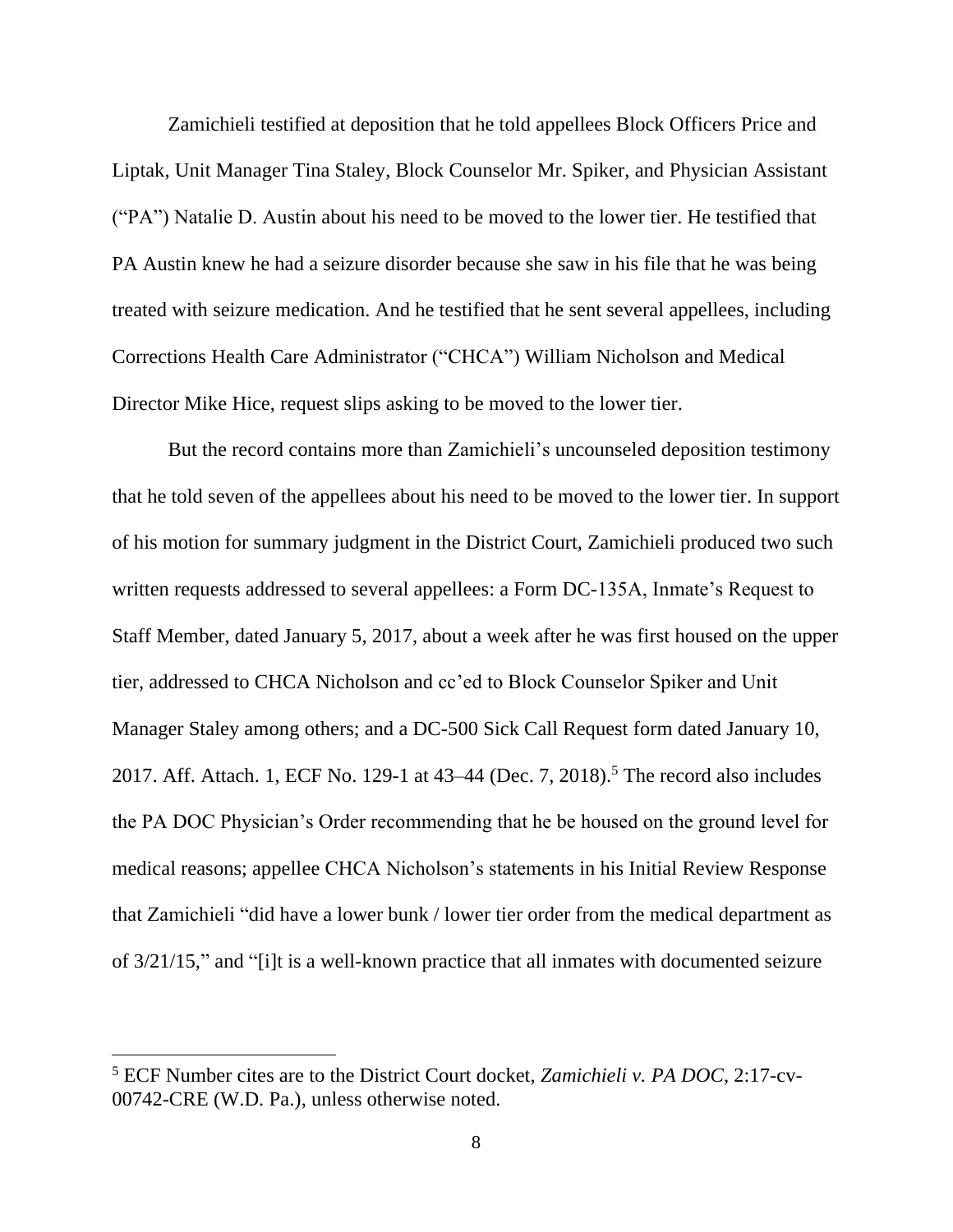Zamichieli testified at deposition that he told appellees Block Officers Price and Liptak, Unit Manager Tina Staley, Block Counselor Mr. Spiker, and Physician Assistant ("PA") Natalie D. Austin about his need to be moved to the lower tier. He testified that PA Austin knew he had a seizure disorder because she saw in his file that he was being treated with seizure medication. And he testified that he sent several appellees, including Corrections Health Care Administrator ("CHCA") William Nicholson and Medical Director Mike Hice, request slips asking to be moved to the lower tier.

But the record contains more than Zamichieli's uncounseled deposition testimony that he told seven of the appellees about his need to be moved to the lower tier. In support of his motion for summary judgment in the District Court, Zamichieli produced two such written requests addressed to several appellees: a Form DC-135A, Inmate's Request to Staff Member, dated January 5, 2017, about a week after he was first housed on the upper tier, addressed to CHCA Nicholson and cc'ed to Block Counselor Spiker and Unit Manager Staley among others; and a DC-500 Sick Call Request form dated January 10, 2017. Aff. Attach. 1, ECF No. 129-1 at 43–44 (Dec. 7, 2018).[5] The record also includes the PA DOC Physician's Order recommending that he be housed on the ground level for medical reasons; appellee CHCA Nicholson's statements in his Initial Review Response that Zamichieli "did have a lower bunk / lower tier order from the medical department as of 3/21/15," and "[i]t is a well-known practice that all inmates with documented seizure

[5] ECF Number cites are to the District Court docket, *Zamichieli v. PA DOC*, 2:17-cv-00742-CRE (W.D. Pa.), unless otherwise noted.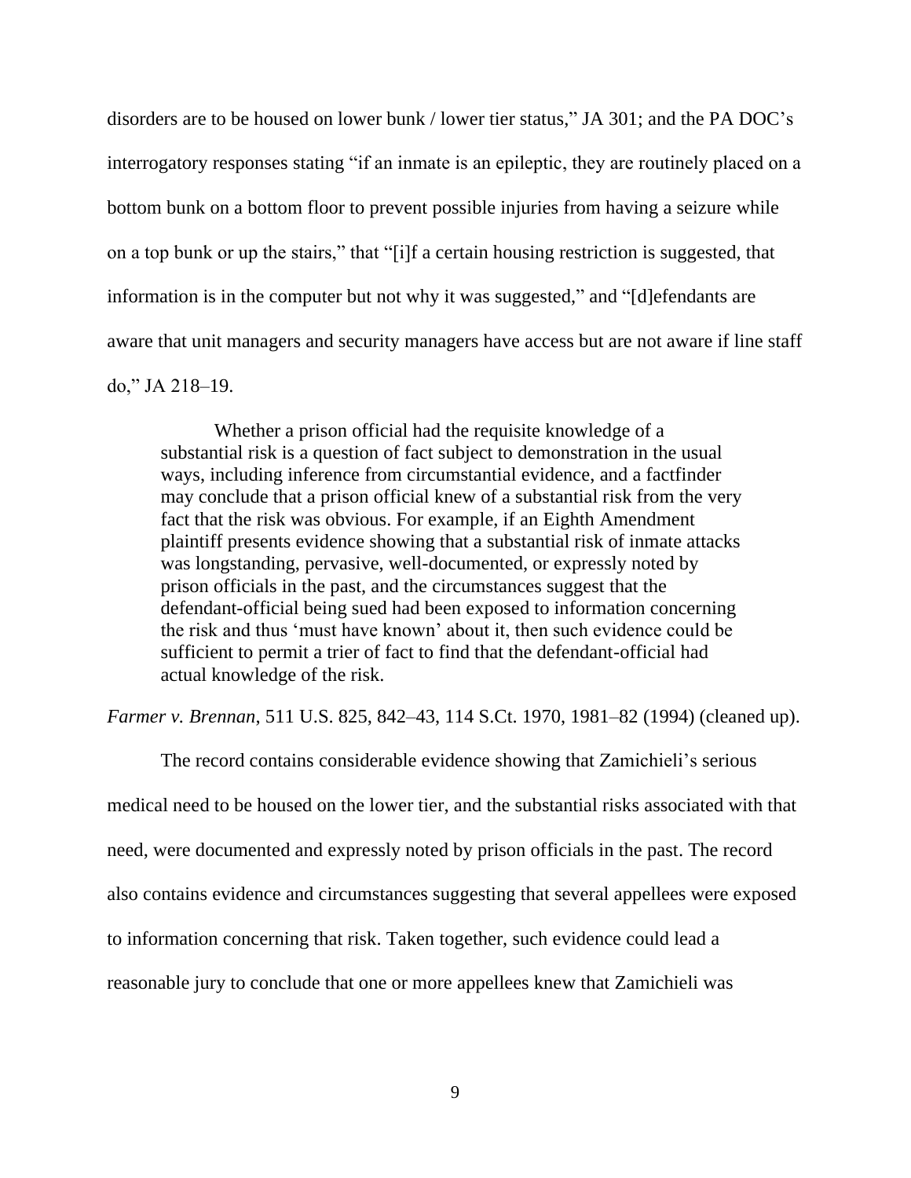disorders are to be housed on lower bunk / lower tier status," JA 301; and the PA DOC's interrogatory responses stating "if an inmate is an epileptic, they are routinely placed on a bottom bunk on a bottom floor to prevent possible injuries from having a seizure while on a top bunk or up the stairs," that "[i]f a certain housing restriction is suggested, that information is in the computer but not why it was suggested," and "[d]efendants are aware that unit managers and security managers have access but are not aware if line staff do," JA 218–19.

> Whether a prison official had the requisite knowledge of a substantial risk is a question of fact subject to demonstration in the usual ways, including inference from circumstantial evidence, and a factfinder may conclude that a prison official knew of a substantial risk from the very fact that the risk was obvious. For example, if an Eighth Amendment plaintiff presents evidence showing that a substantial risk of inmate attacks was longstanding, pervasive, well-documented, or expressly noted by prison officials in the past, and the circumstances suggest that the defendant-official being sued had been exposed to information concerning the risk and thus 'must have known' about it, then such evidence could be sufficient to permit a trier of fact to find that the defendant-official had actual knowledge of the risk.

*Farmer v. Brennan*, 511 U.S. 825, 842–43, 114 S.Ct. 1970, 1981–82 (1994) (cleaned up).

The record contains considerable evidence showing that Zamichieli's serious medical need to be housed on the lower tier, and the substantial risks associated with that need, were documented and expressly noted by prison officials in the past. The record also contains evidence and circumstances suggesting that several appellees were exposed to information concerning that risk. Taken together, such evidence could lead a reasonable jury to conclude that one or more appellees knew that Zamichieli was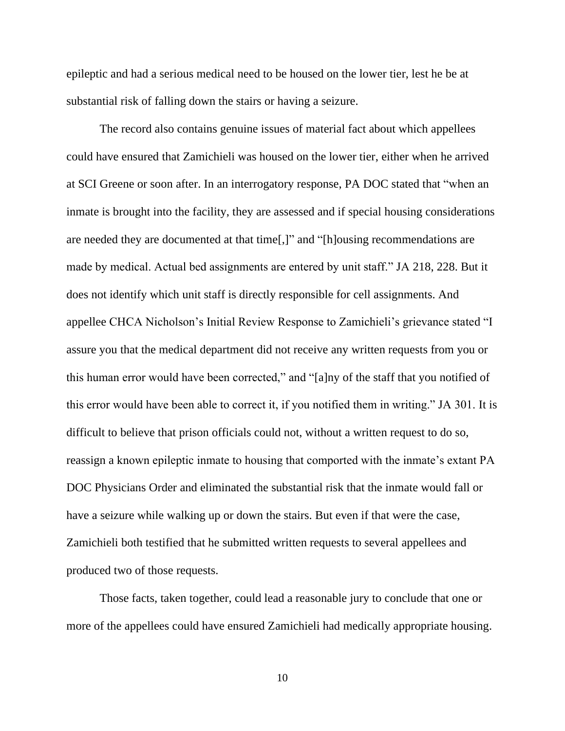epileptic and had a serious medical need to be housed on the lower tier, lest he be at substantial risk of falling down the stairs or having a seizure.

The record also contains genuine issues of material fact about which appellees could have ensured that Zamichieli was housed on the lower tier, either when he arrived at SCI Greene or soon after. In an interrogatory response, PA DOC stated that "when an inmate is brought into the facility, they are assessed and if special housing considerations are needed they are documented at that time[,]" and "[h]ousing recommendations are made by medical. Actual bed assignments are entered by unit staff." JA 218, 228. But it does not identify which unit staff is directly responsible for cell assignments. And appellee CHCA Nicholson's Initial Review Response to Zamichieli's grievance stated "I assure you that the medical department did not receive any written requests from you or this human error would have been corrected," and "[a]ny of the staff that you notified of this error would have been able to correct it, if you notified them in writing." JA 301. It is difficult to believe that prison officials could not, without a written request to do so, reassign a known epileptic inmate to housing that comported with the inmate's extant PA DOC Physicians Order and eliminated the substantial risk that the inmate would fall or have a seizure while walking up or down the stairs. But even if that were the case, Zamichieli both testified that he submitted written requests to several appellees and produced two of those requests.

Those facts, taken together, could lead a reasonable jury to conclude that one or more of the appellees could have ensured Zamichieli had medically appropriate housing.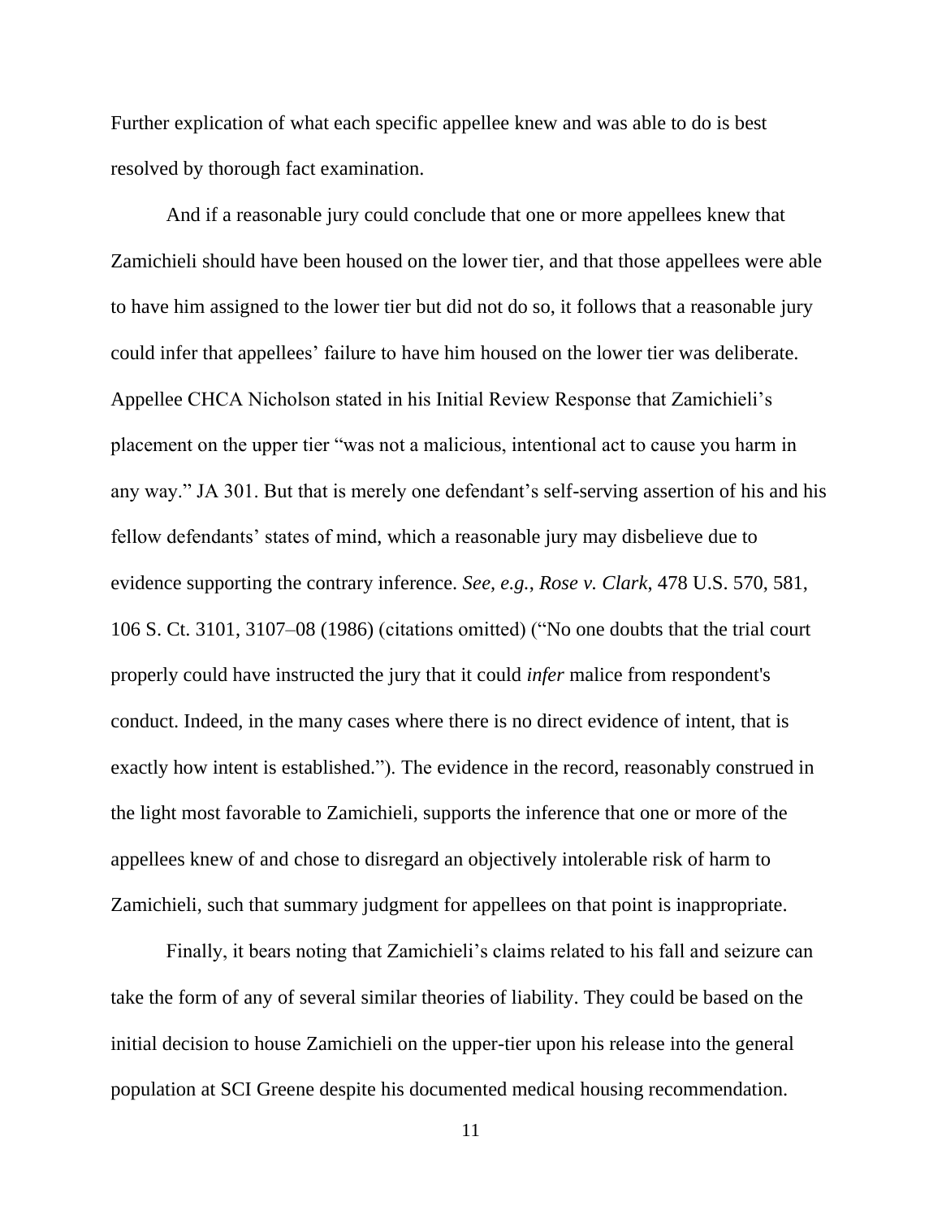Further explication of what each specific appellee knew and was able to do is best resolved by thorough fact examination.

And if a reasonable jury could conclude that one or more appellees knew that Zamichieli should have been housed on the lower tier, and that those appellees were able to have him assigned to the lower tier but did not do so, it follows that a reasonable jury could infer that appellees' failure to have him housed on the lower tier was deliberate. Appellee CHCA Nicholson stated in his Initial Review Response that Zamichieli's placement on the upper tier "was not a malicious, intentional act to cause you harm in any way." JA 301. But that is merely one defendant's self-serving assertion of his and his fellow defendants' states of mind, which a reasonable jury may disbelieve due to evidence supporting the contrary inference. *See, e.g.*, *Rose v. Clark*, 478 U.S. 570, 581, 106 S. Ct. 3101, 3107–08 (1986) (citations omitted) ("No one doubts that the trial court properly could have instructed the jury that it could *infer* malice from respondent's conduct. Indeed, in the many cases where there is no direct evidence of intent, that is exactly how intent is established."). The evidence in the record, reasonably construed in the light most favorable to Zamichieli, supports the inference that one or more of the appellees knew of and chose to disregard an objectively intolerable risk of harm to Zamichieli, such that summary judgment for appellees on that point is inappropriate.

Finally, it bears noting that Zamichieli's claims related to his fall and seizure can take the form of any of several similar theories of liability. They could be based on the initial decision to house Zamichieli on the upper-tier upon his release into the general population at SCI Greene despite his documented medical housing recommendation.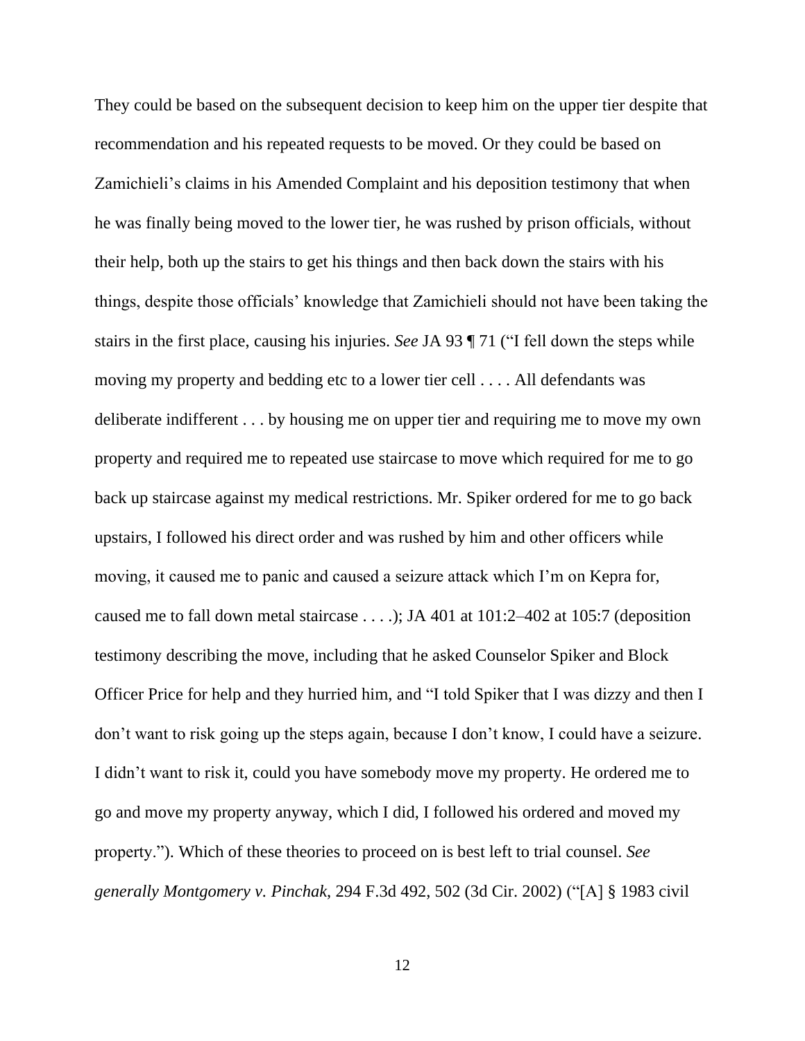They could be based on the subsequent decision to keep him on the upper tier despite that recommendation and his repeated requests to be moved. Or they could be based on Zamichieli's claims in his Amended Complaint and his deposition testimony that when he was finally being moved to the lower tier, he was rushed by prison officials, without their help, both up the stairs to get his things and then back down the stairs with his things, despite those officials' knowledge that Zamichieli should not have been taking the stairs in the first place, causing his injuries. *See* JA 93 ¶ 71 ("I fell down the steps while moving my property and bedding etc to a lower tier cell . . . . All defendants was deliberate indifferent . . . by housing me on upper tier and requiring me to move my own property and required me to repeated use staircase to move which required for me to go back up staircase against my medical restrictions. Mr. Spiker ordered for me to go back upstairs, I followed his direct order and was rushed by him and other officers while moving, it caused me to panic and caused a seizure attack which I'm on Kepra for, caused me to fall down metal staircase . . . .); JA 401 at 101:2–402 at 105:7 (deposition testimony describing the move, including that he asked Counselor Spiker and Block Officer Price for help and they hurried him, and "I told Spiker that I was dizzy and then I don't want to risk going up the steps again, because I don't know, I could have a seizure. I didn't want to risk it, could you have somebody move my property. He ordered me to go and move my property anyway, which I did, I followed his ordered and moved my property."). Which of these theories to proceed on is best left to trial counsel. *See generally Montgomery v. Pinchak*, 294 F.3d 492, 502 (3d Cir. 2002) ("[A] § 1983 civil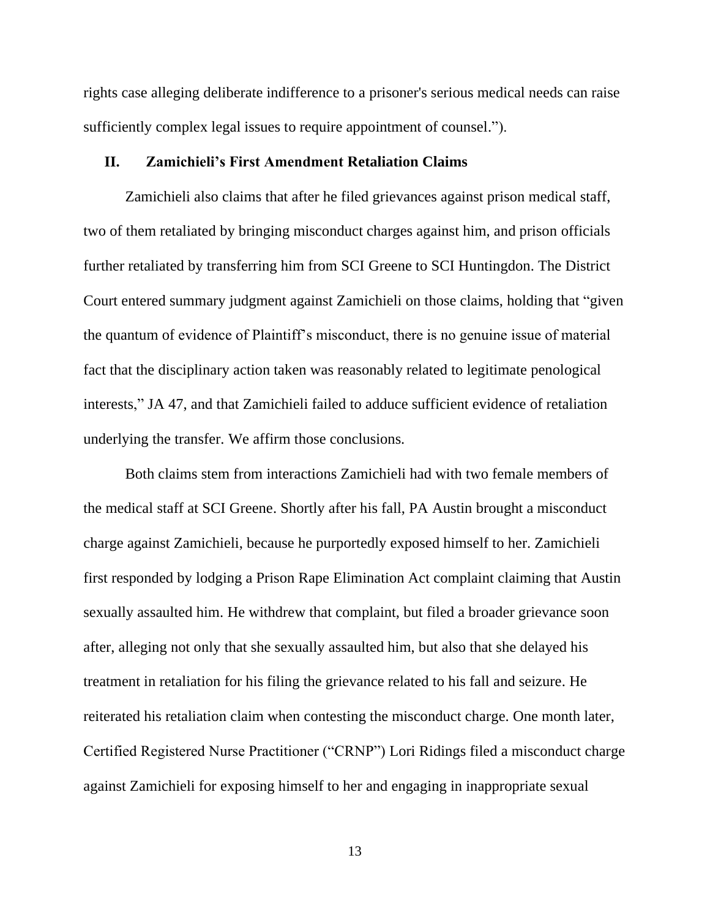rights case alleging deliberate indifference to a prisoner's serious medical needs can raise sufficiently complex legal issues to require appointment of counsel.").

## II. Zamichieli's First Amendment Retaliation Claims

Zamichieli also claims that after he filed grievances against prison medical staff, two of them retaliated by bringing misconduct charges against him, and prison officials further retaliated by transferring him from SCI Greene to SCI Huntingdon. The District Court entered summary judgment against Zamichieli on those claims, holding that "given the quantum of evidence of Plaintiff's misconduct, there is no genuine issue of material fact that the disciplinary action taken was reasonably related to legitimate penological interests," JA 47, and that Zamichieli failed to adduce sufficient evidence of retaliation underlying the transfer. We affirm those conclusions.

Both claims stem from interactions Zamichieli had with two female members of the medical staff at SCI Greene. Shortly after his fall, PA Austin brought a misconduct charge against Zamichieli, because he purportedly exposed himself to her. Zamichieli first responded by lodging a Prison Rape Elimination Act complaint claiming that Austin sexually assaulted him. He withdrew that complaint, but filed a broader grievance soon after, alleging not only that she sexually assaulted him, but also that she delayed his treatment in retaliation for his filing the grievance related to his fall and seizure. He reiterated his retaliation claim when contesting the misconduct charge. One month later, Certified Registered Nurse Practitioner ("CRNP") Lori Ridings filed a misconduct charge against Zamichieli for exposing himself to her and engaging in inappropriate sexual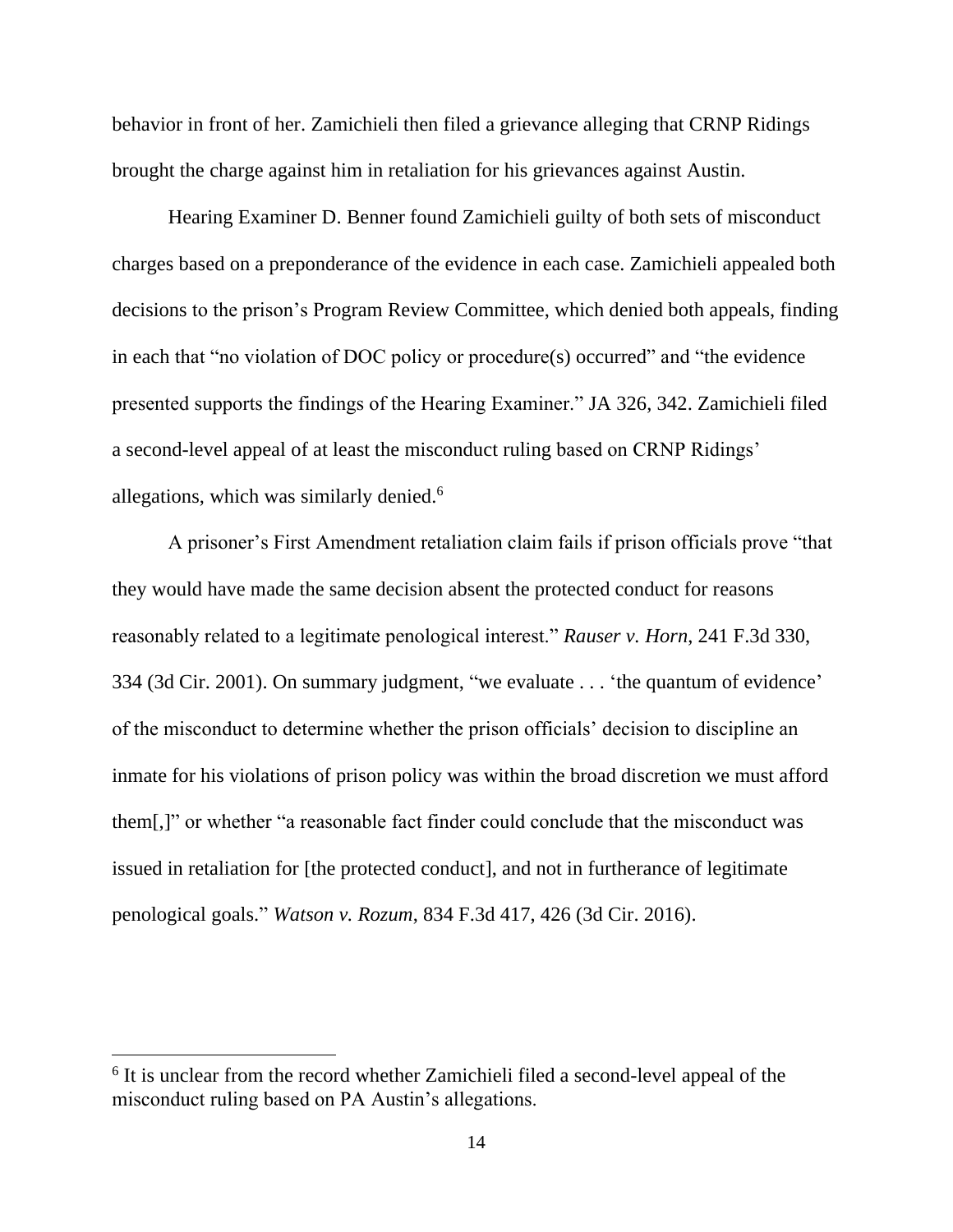behavior in front of her. Zamichieli then filed a grievance alleging that CRNP Ridings brought the charge against him in retaliation for his grievances against Austin.

Hearing Examiner D. Benner found Zamichieli guilty of both sets of misconduct charges based on a preponderance of the evidence in each case. Zamichieli appealed both decisions to the prison's Program Review Committee, which denied both appeals, finding in each that "no violation of DOC policy or procedure(s) occurred" and "the evidence presented supports the findings of the Hearing Examiner." JA 326, 342. Zamichieli filed a second-level appeal of at least the misconduct ruling based on CRNP Ridings' allegations, which was similarly denied.[6]

A prisoner's First Amendment retaliation claim fails if prison officials prove "that they would have made the same decision absent the protected conduct for reasons reasonably related to a legitimate penological interest." *Rauser v. Horn*, 241 F.3d 330, 334 (3d Cir. 2001). On summary judgment, "we evaluate . . . 'the quantum of evidence' of the misconduct to determine whether the prison officials' decision to discipline an inmate for his violations of prison policy was within the broad discretion we must afford them[,]" or whether "a reasonable fact finder could conclude that the misconduct was issued in retaliation for [the protected conduct], and not in furtherance of legitimate penological goals." *Watson v. Rozum*, 834 F.3d 417, 426 (3d Cir. 2016).

[6] It is unclear from the record whether Zamichieli filed a second-level appeal of the misconduct ruling based on PA Austin's allegations.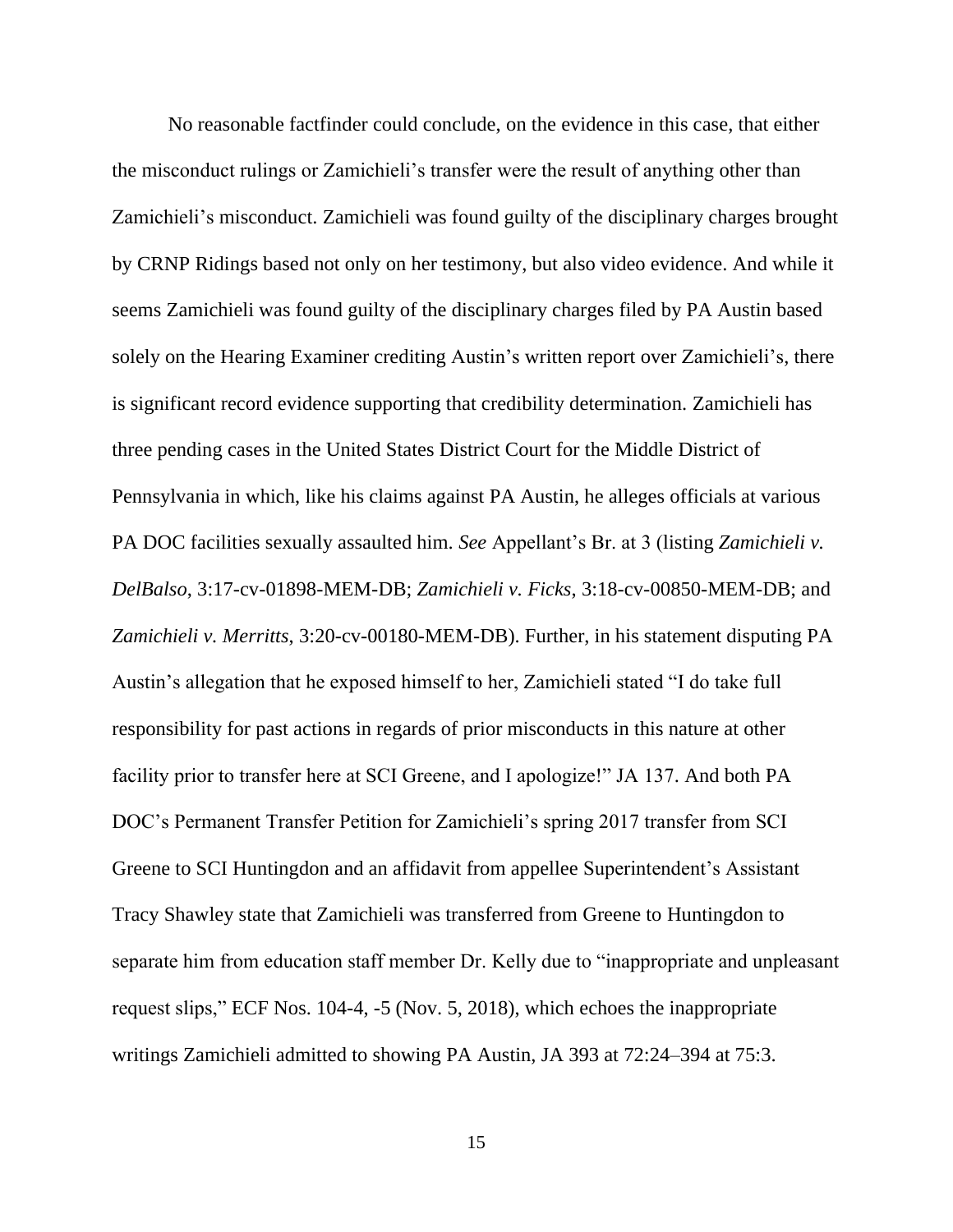No reasonable factfinder could conclude, on the evidence in this case, that either the misconduct rulings or Zamichieli's transfer were the result of anything other than Zamichieli's misconduct. Zamichieli was found guilty of the disciplinary charges brought by CRNP Ridings based not only on her testimony, but also video evidence. And while it seems Zamichieli was found guilty of the disciplinary charges filed by PA Austin based solely on the Hearing Examiner crediting Austin's written report over Zamichieli's, there is significant record evidence supporting that credibility determination. Zamichieli has three pending cases in the United States District Court for the Middle District of Pennsylvania in which, like his claims against PA Austin, he alleges officials at various PA DOC facilities sexually assaulted him. *See* Appellant's Br. at 3 (listing *Zamichieli v. DelBalso*, 3:17-cv-01898-MEM-DB; *Zamichieli v. Ficks*, 3:18-cv-00850-MEM-DB; and *Zamichieli v. Merritts*, 3:20-cv-00180-MEM-DB). Further, in his statement disputing PA Austin's allegation that he exposed himself to her, Zamichieli stated "I do take full responsibility for past actions in regards of prior misconducts in this nature at other facility prior to transfer here at SCI Greene, and I apologize!" JA 137. And both PA DOC's Permanent Transfer Petition for Zamichieli's spring 2017 transfer from SCI Greene to SCI Huntingdon and an affidavit from appellee Superintendent's Assistant Tracy Shawley state that Zamichieli was transferred from Greene to Huntingdon to separate him from education staff member Dr. Kelly due to "inappropriate and unpleasant request slips," ECF Nos. 104-4, -5 (Nov. 5, 2018), which echoes the inappropriate writings Zamichieli admitted to showing PA Austin, JA 393 at 72:24–394 at 75:3.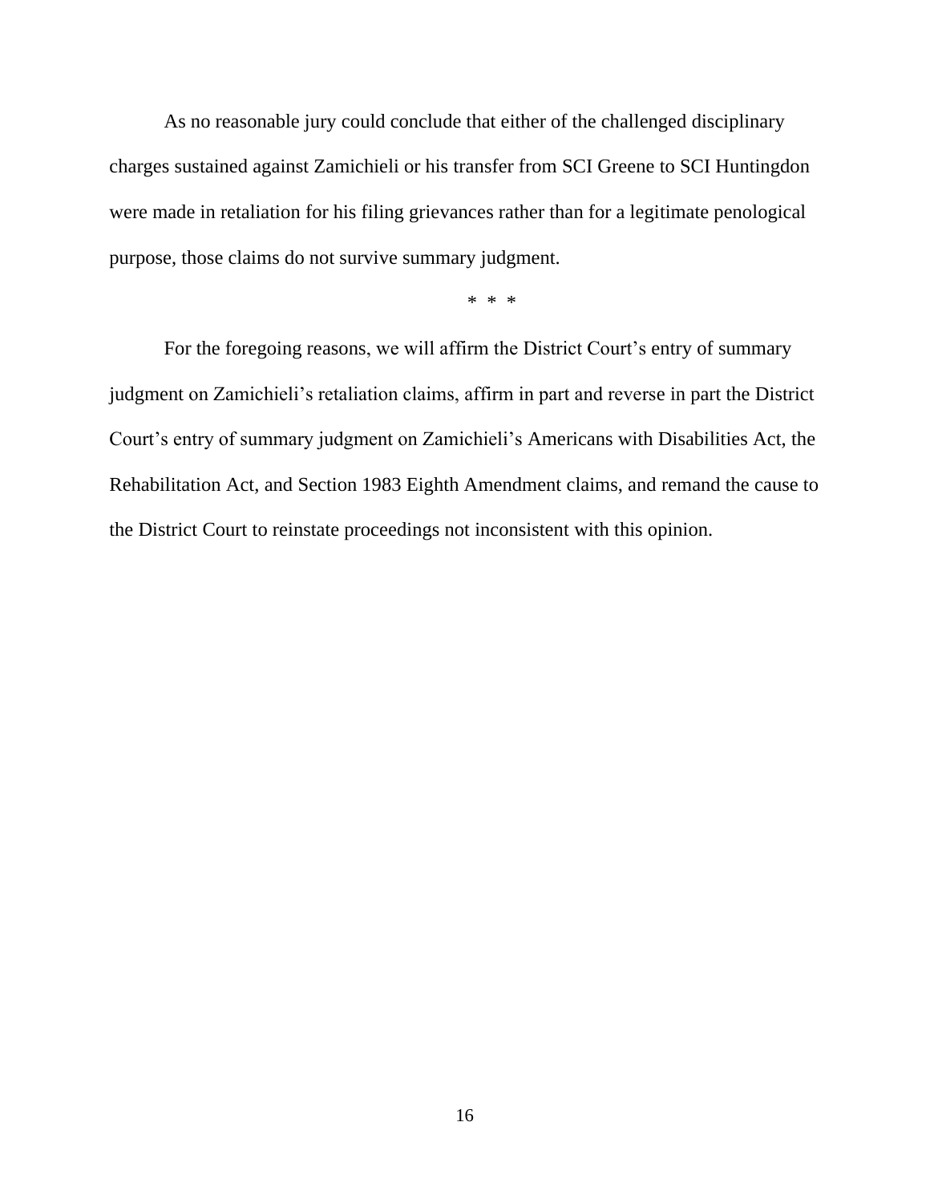As no reasonable jury could conclude that either of the challenged disciplinary charges sustained against Zamichieli or his transfer from SCI Greene to SCI Huntingdon were made in retaliation for his filing grievances rather than for a legitimate penological purpose, those claims do not survive summary judgment.

\* \* \*

For the foregoing reasons, we will affirm the District Court's entry of summary judgment on Zamichieli's retaliation claims, affirm in part and reverse in part the District Court's entry of summary judgment on Zamichieli's Americans with Disabilities Act, the Rehabilitation Act, and Section 1983 Eighth Amendment claims, and remand the cause to the District Court to reinstate proceedings not inconsistent with this opinion.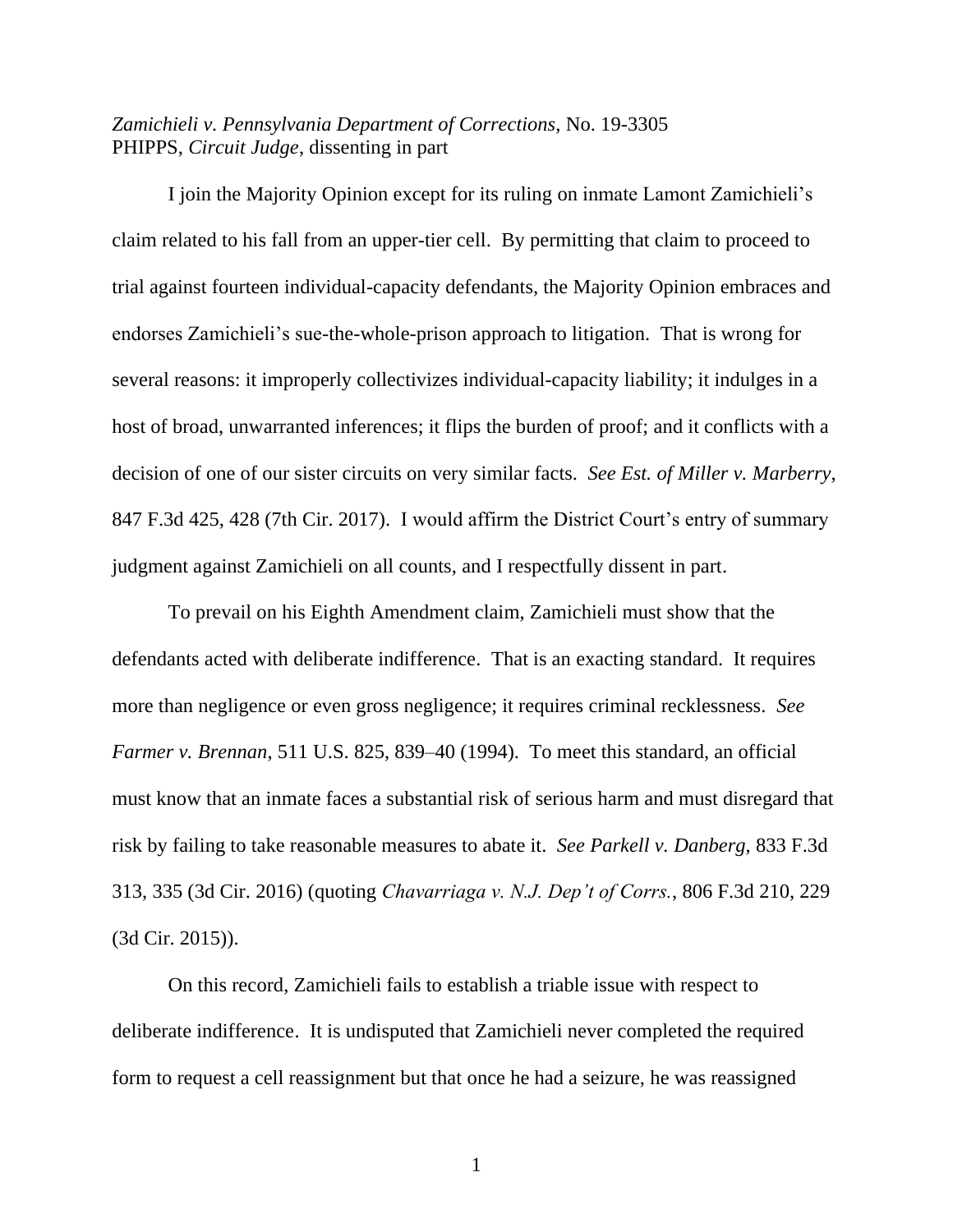*Zamichieli v. Pennsylvania Department of Corrections*, No. 19-3305
PHIPPS, *Circuit Judge*, dissenting in part

I join the Majority Opinion except for its ruling on inmate Lamont Zamichieli's claim related to his fall from an upper-tier cell. By permitting that claim to proceed to trial against fourteen individual-capacity defendants, the Majority Opinion embraces and endorses Zamichieli's sue-the-whole-prison approach to litigation. That is wrong for several reasons: it improperly collectivizes individual-capacity liability; it indulges in a host of broad, unwarranted inferences; it flips the burden of proof; and it conflicts with a decision of one of our sister circuits on very similar facts. *See Est. of Miller v. Marberry*, 847 F.3d 425, 428 (7th Cir. 2017). I would affirm the District Court's entry of summary judgment against Zamichieli on all counts, and I respectfully dissent in part.

To prevail on his Eighth Amendment claim, Zamichieli must show that the defendants acted with deliberate indifference. That is an exacting standard. It requires more than negligence or even gross negligence; it requires criminal recklessness. *See Farmer v. Brennan*, 511 U.S. 825, 839–40 (1994). To meet this standard, an official must know that an inmate faces a substantial risk of serious harm and must disregard that risk by failing to take reasonable measures to abate it. *See Parkell v. Danberg*, 833 F.3d 313, 335 (3d Cir. 2016) (quoting *Chavarriaga v. N.J. Dep't of Corrs.*, 806 F.3d 210, 229 (3d Cir. 2015)).

On this record, Zamichieli fails to establish a triable issue with respect to deliberate indifference. It is undisputed that Zamichieli never completed the required form to request a cell reassignment but that once he had a seizure, he was reassigned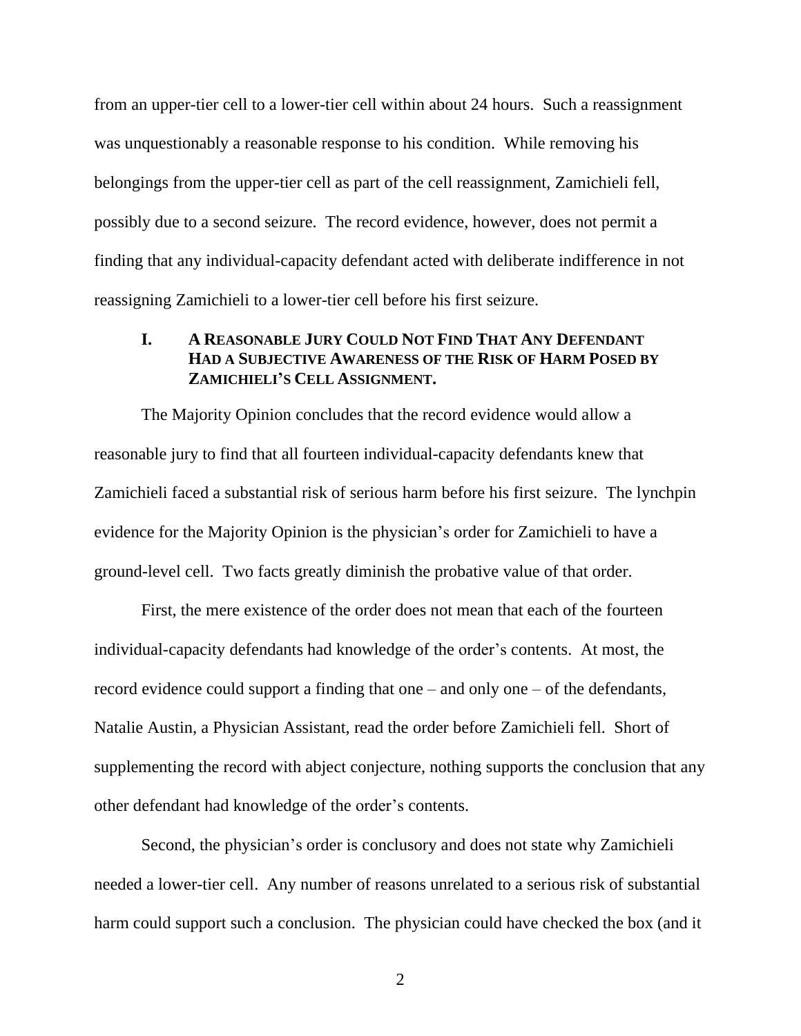from an upper-tier cell to a lower-tier cell within about 24 hours. Such a reassignment was unquestionably a reasonable response to his condition. While removing his belongings from the upper-tier cell as part of the cell reassignment, Zamichieli fell, possibly due to a second seizure. The record evidence, however, does not permit a finding that any individual-capacity defendant acted with deliberate indifference in not reassigning Zamichieli to a lower-tier cell before his first seizure.

## I. A Reasonable Jury Could Not Find That Any Defendant Had a Subjective Awareness of the Risk of Harm Posed by Zamichieli's Cell Assignment.

The Majority Opinion concludes that the record evidence would allow a reasonable jury to find that all fourteen individual-capacity defendants knew that Zamichieli faced a substantial risk of serious harm before his first seizure. The lynchpin evidence for the Majority Opinion is the physician's order for Zamichieli to have a ground-level cell. Two facts greatly diminish the probative value of that order.

First, the mere existence of the order does not mean that each of the fourteen individual-capacity defendants had knowledge of the order's contents. At most, the record evidence could support a finding that one – and only one – of the defendants, Natalie Austin, a Physician Assistant, read the order before Zamichieli fell. Short of supplementing the record with abject conjecture, nothing supports the conclusion that any other defendant had knowledge of the order's contents.

Second, the physician's order is conclusory and does not state why Zamichieli needed a lower-tier cell. Any number of reasons unrelated to a serious risk of substantial harm could support such a conclusion. The physician could have checked the box (and it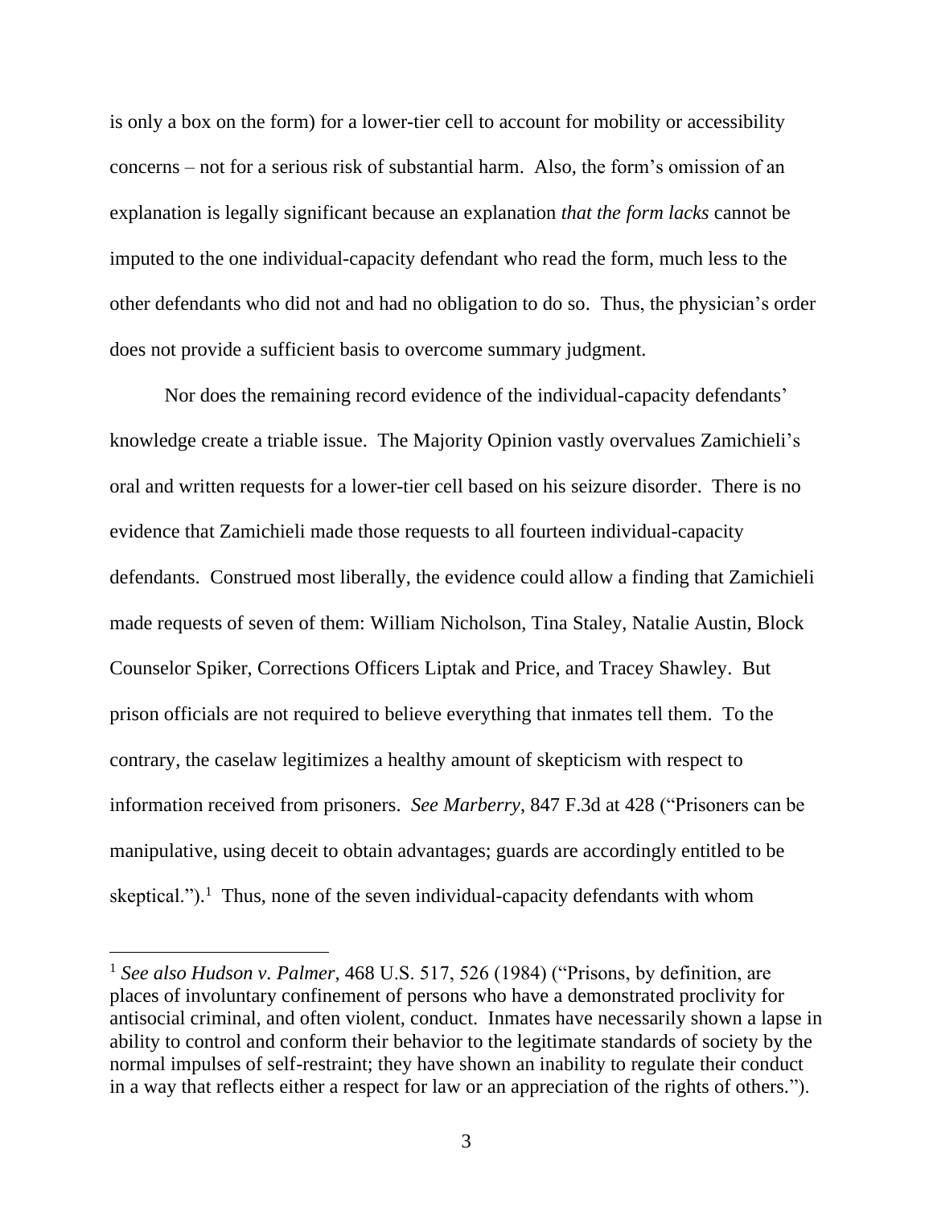is only a box on the form) for a lower-tier cell to account for mobility or accessibility concerns – not for a serious risk of substantial harm. Also, the form's omission of an explanation is legally significant because an explanation *that the form lacks* cannot be imputed to the one individual-capacity defendant who read the form, much less to the other defendants who did not and had no obligation to do so. Thus, the physician's order does not provide a sufficient basis to overcome summary judgment.

Nor does the remaining record evidence of the individual-capacity defendants' knowledge create a triable issue. The Majority Opinion vastly overvalues Zamichieli's oral and written requests for a lower-tier cell based on his seizure disorder. There is no evidence that Zamichieli made those requests to all fourteen individual-capacity defendants. Construed most liberally, the evidence could allow a finding that Zamichieli made requests of seven of them: William Nicholson, Tina Staley, Natalie Austin, Block Counselor Spiker, Corrections Officers Liptak and Price, and Tracey Shawley. But prison officials are not required to believe everything that inmates tell them. To the contrary, the caselaw legitimizes a healthy amount of skepticism with respect to information received from prisoners. *See Marberry*, 847 F.3d at 428 ("Prisoners can be manipulative, using deceit to obtain advantages; guards are accordingly entitled to be skeptical.").[1] Thus, none of the seven individual-capacity defendants with whom

[1] *See also Hudson v. Palmer*, 468 U.S. 517, 526 (1984) ("Prisons, by definition, are places of involuntary confinement of persons who have a demonstrated proclivity for antisocial criminal, and often violent, conduct. Inmates have necessarily shown a lapse in ability to control and conform their behavior to the legitimate standards of society by the normal impulses of self-restraint; they have shown an inability to regulate their conduct in a way that reflects either a respect for law or an appreciation of the rights of others.").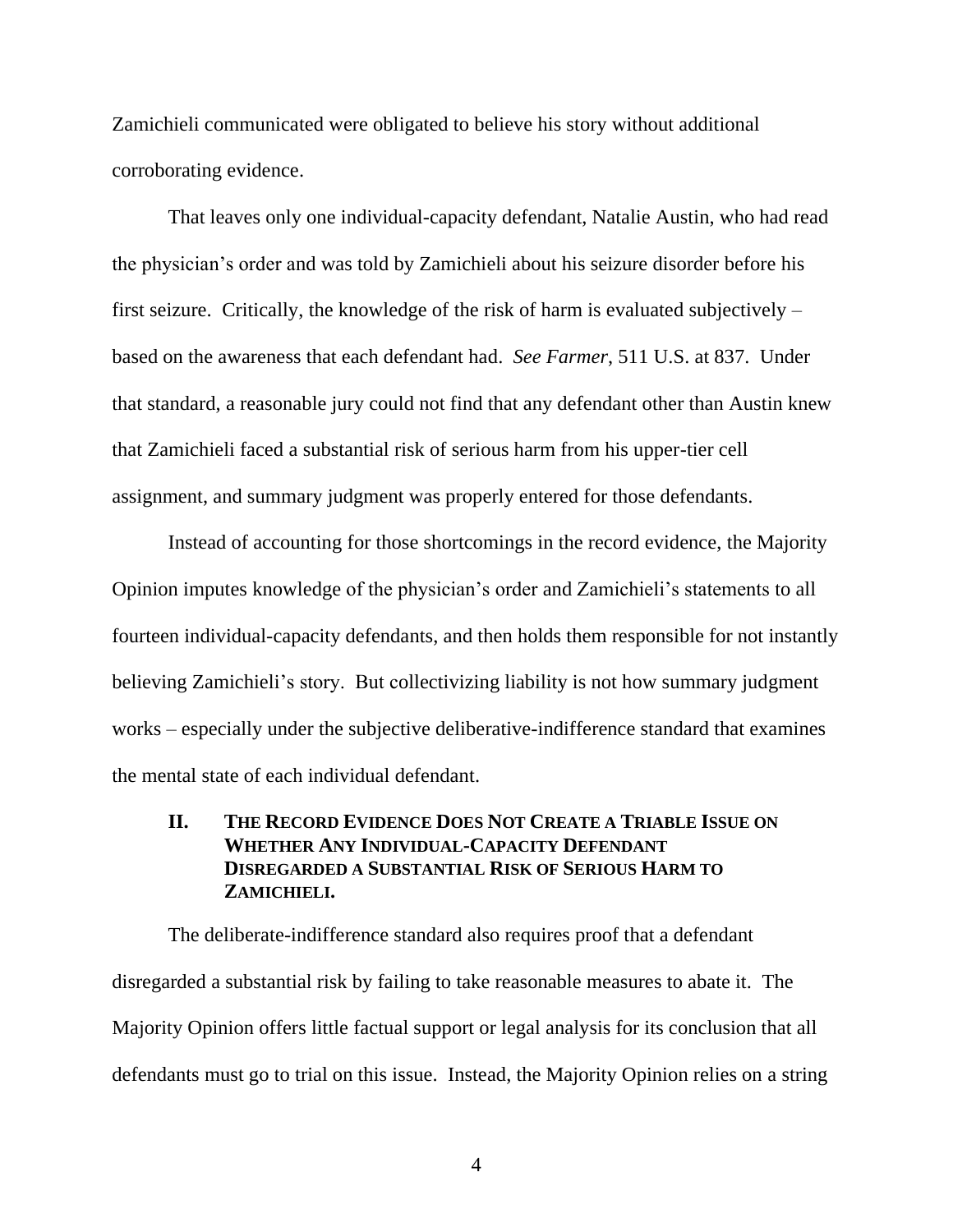Zamichieli communicated were obligated to believe his story without additional corroborating evidence.

That leaves only one individual-capacity defendant, Natalie Austin, who had read the physician's order and was told by Zamichieli about his seizure disorder before his first seizure. Critically, the knowledge of the risk of harm is evaluated subjectively – based on the awareness that each defendant had. *See Farmer*, 511 U.S. at 837. Under that standard, a reasonable jury could not find that any defendant other than Austin knew that Zamichieli faced a substantial risk of serious harm from his upper-tier cell assignment, and summary judgment was properly entered for those defendants.

Instead of accounting for those shortcomings in the record evidence, the Majority Opinion imputes knowledge of the physician's order and Zamichieli's statements to all fourteen individual-capacity defendants, and then holds them responsible for not instantly believing Zamichieli's story. But collectivizing liability is not how summary judgment works – especially under the subjective deliberative-indifference standard that examines the mental state of each individual defendant.

## II. The Record Evidence Does Not Create a Triable Issue on Whether Any Individual-Capacity Defendant Disregarded a Substantial Risk of Serious Harm to Zamichieli.

The deliberate-indifference standard also requires proof that a defendant disregarded a substantial risk by failing to take reasonable measures to abate it. The Majority Opinion offers little factual support or legal analysis for its conclusion that all defendants must go to trial on this issue. Instead, the Majority Opinion relies on a string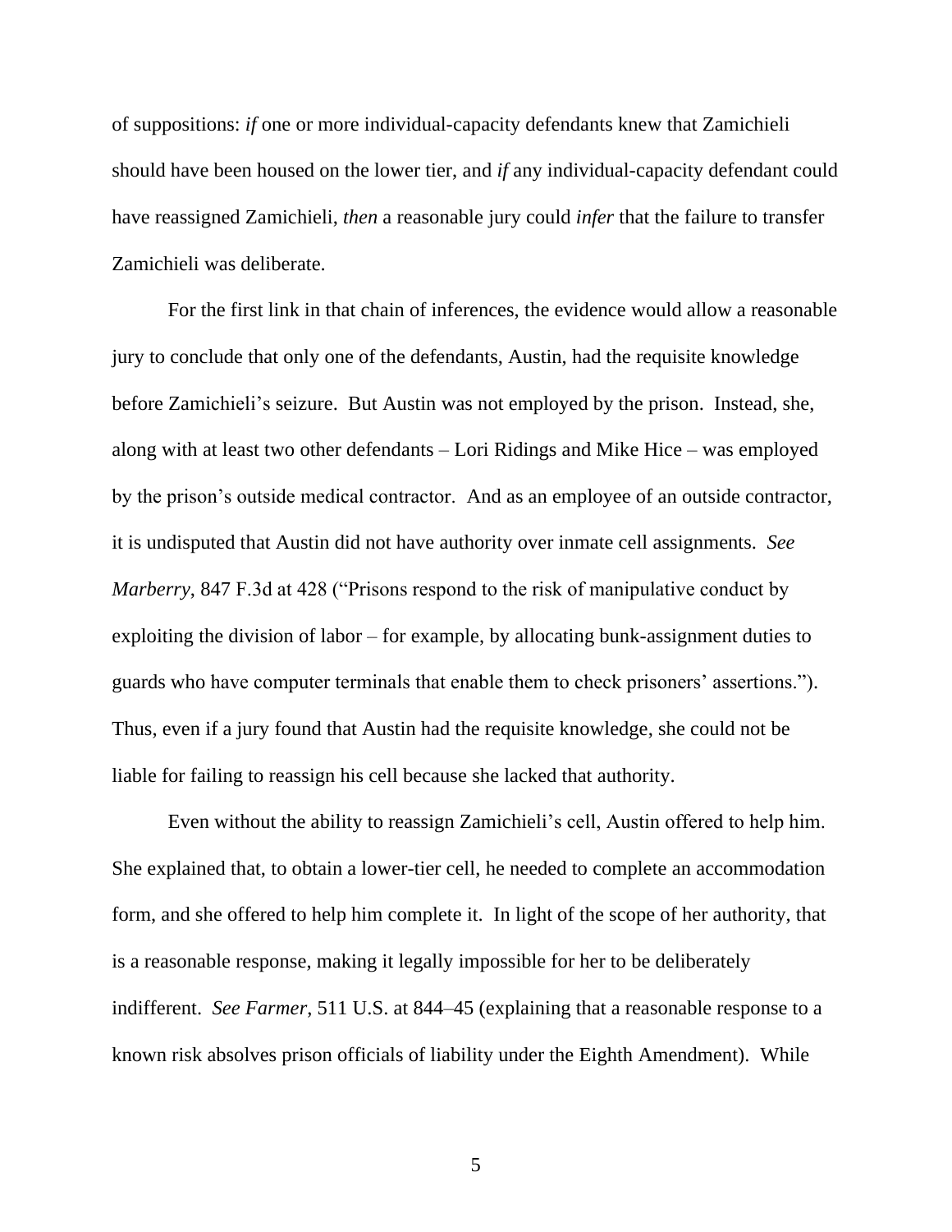of suppositions: *if* one or more individual-capacity defendants knew that Zamichieli should have been housed on the lower tier, and *if* any individual-capacity defendant could have reassigned Zamichieli, *then* a reasonable jury could *infer* that the failure to transfer Zamichieli was deliberate.

For the first link in that chain of inferences, the evidence would allow a reasonable jury to conclude that only one of the defendants, Austin, had the requisite knowledge before Zamichieli's seizure. But Austin was not employed by the prison. Instead, she, along with at least two other defendants – Lori Ridings and Mike Hice – was employed by the prison's outside medical contractor. And as an employee of an outside contractor, it is undisputed that Austin did not have authority over inmate cell assignments. *See Marberry*, 847 F.3d at 428 ("Prisons respond to the risk of manipulative conduct by exploiting the division of labor – for example, by allocating bunk-assignment duties to guards who have computer terminals that enable them to check prisoners' assertions."). Thus, even if a jury found that Austin had the requisite knowledge, she could not be liable for failing to reassign his cell because she lacked that authority.

Even without the ability to reassign Zamichieli's cell, Austin offered to help him. She explained that, to obtain a lower-tier cell, he needed to complete an accommodation form, and she offered to help him complete it. In light of the scope of her authority, that is a reasonable response, making it legally impossible for her to be deliberately indifferent. *See Farmer*, 511 U.S. at 844–45 (explaining that a reasonable response to a known risk absolves prison officials of liability under the Eighth Amendment). While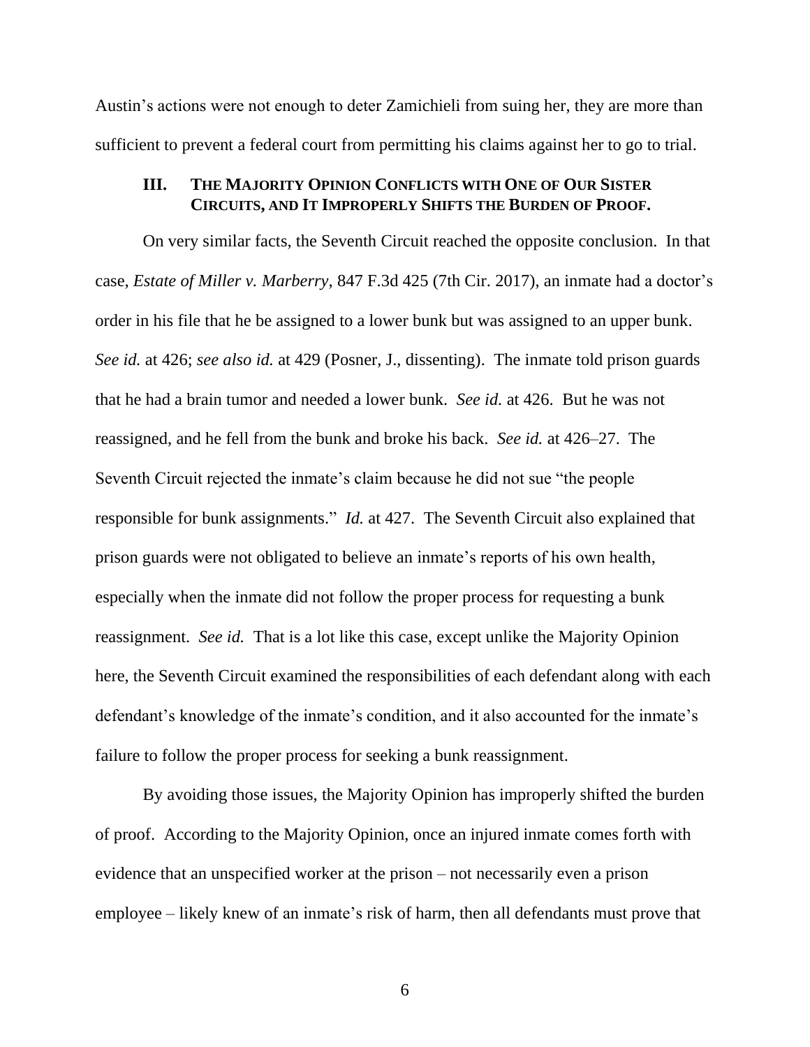Austin's actions were not enough to deter Zamichieli from suing her, they are more than sufficient to prevent a federal court from permitting his claims against her to go to trial.

### III. THE MAJORITY OPINION CONFLICTS WITH ONE OF OUR SISTER CIRCUITS, AND IT IMPROPERLY SHIFTS THE BURDEN OF PROOF.

On very similar facts, the Seventh Circuit reached the opposite conclusion. In that case, *Estate of Miller v. Marberry*, 847 F.3d 425 (7th Cir. 2017), an inmate had a doctor's order in his file that he be assigned to a lower bunk but was assigned to an upper bunk. *See id.* at 426; *see also id.* at 429 (Posner, J., dissenting). The inmate told prison guards that he had a brain tumor and needed a lower bunk. *See id.* at 426. But he was not reassigned, and he fell from the bunk and broke his back. *See id.* at 426–27. The Seventh Circuit rejected the inmate's claim because he did not sue "the people responsible for bunk assignments." *Id.* at 427. The Seventh Circuit also explained that prison guards were not obligated to believe an inmate's reports of his own health, especially when the inmate did not follow the proper process for requesting a bunk reassignment. *See id.* That is a lot like this case, except unlike the Majority Opinion here, the Seventh Circuit examined the responsibilities of each defendant along with each defendant's knowledge of the inmate's condition, and it also accounted for the inmate's failure to follow the proper process for seeking a bunk reassignment.

By avoiding those issues, the Majority Opinion has improperly shifted the burden of proof. According to the Majority Opinion, once an injured inmate comes forth with evidence that an unspecified worker at the prison – not necessarily even a prison employee – likely knew of an inmate's risk of harm, then all defendants must prove that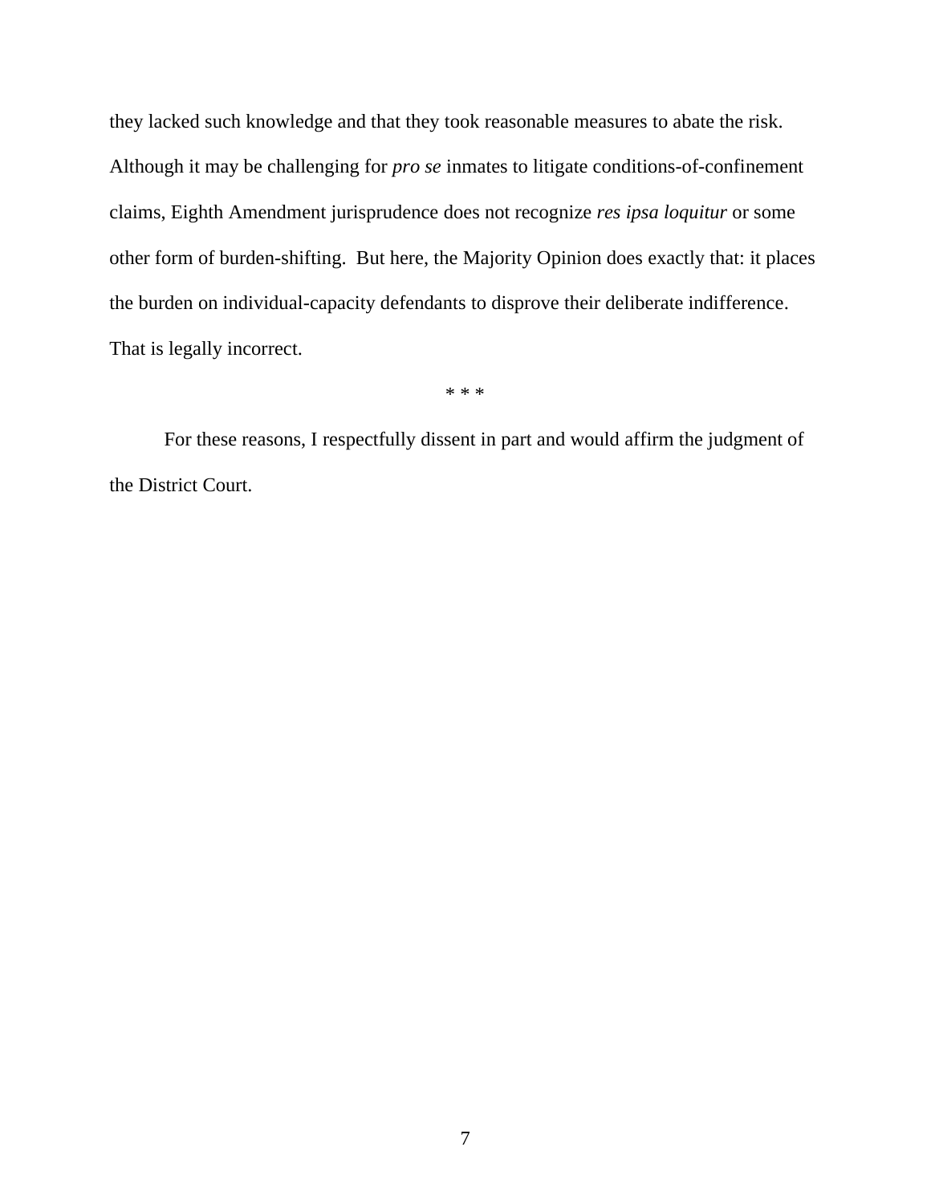they lacked such knowledge and that they took reasonable measures to abate the risk. Although it may be challenging for *pro se* inmates to litigate conditions-of-confinement claims, Eighth Amendment jurisprudence does not recognize *res ipsa loquitur* or some other form of burden-shifting. But here, the Majority Opinion does exactly that: it places the burden on individual-capacity defendants to disprove their deliberate indifference. That is legally incorrect.

\* \* \*

For these reasons, I respectfully dissent in part and would affirm the judgment of the District Court.